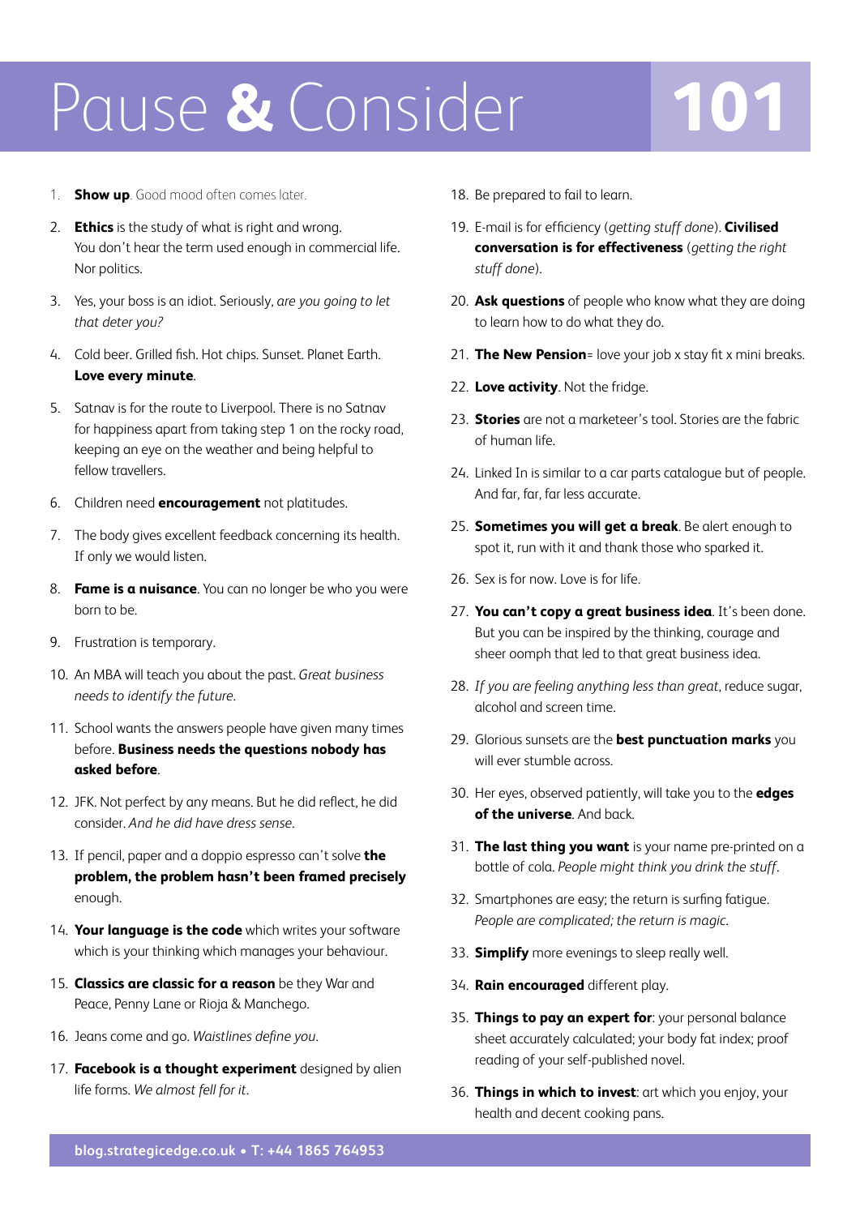# Pause & Consider 101

1. **Show up**. Good mood often comes later.
2. **Ethics** is the study of what is right and wrong. You don't hear the term used enough in commercial life. Nor politics.
3. Yes, your boss is an idiot. Seriously, *are you going to let that deter you?*
4. Cold beer. Grilled fish. Hot chips. Sunset. Planet Earth. **Love every minute**.
5. Satnav is for the route to Liverpool. There is no Satnav for happiness apart from taking step 1 on the rocky road, keeping an eye on the weather and being helpful to fellow travellers.
6. Children need **encouragement** not platitudes.
7. The body gives excellent feedback concerning its health. If only we would listen.
8. **Fame is a nuisance**. You can no longer be who you were born to be.
9. Frustration is temporary.
10. An MBA will teach you about the past. *Great business needs to identify the future.*
11. School wants the answers people have given many times before. **Business needs the questions nobody has asked before**.
12. JFK. Not perfect by any means. But he did reflect, he did consider. *And he did have dress sense.*
13. If pencil, paper and a doppio espresso can't solve **the problem, the problem hasn't been framed precisely** enough.
14. **Your language is the code** which writes your software which is your thinking which manages your behaviour.
15. **Classics are classic for a reason** be they War and Peace, Penny Lane or Rioja & Manchego.
16. Jeans come and go. *Waistlines define you.*
17. **Facebook is a thought experiment** designed by alien life forms. *We almost fell for it.*
18. Be prepared to fail to learn.
19. E-mail is for efficiency (*getting stuff done*). **Civilised conversation is for effectiveness** (*getting the right stuff done*).
20. **Ask questions** of people who know what they are doing to learn how to do what they do.
21. **The New Pension**= love your job x stay fit x mini breaks.
22. **Love activity**. Not the fridge.
23. **Stories** are not a marketeer's tool. Stories are the fabric of human life.
24. Linked In is similar to a car parts catalogue but of people. And far, far, far less accurate.
25. **Sometimes you will get a break**. Be alert enough to spot it, run with it and thank those who sparked it.
26. Sex is for now. Love is for life.
27. **You can't copy a great business idea**. It's been done. But you can be inspired by the thinking, courage and sheer oomph that led to that great business idea.
28. *If you are feeling anything less than great*, reduce sugar, alcohol and screen time.
29. Glorious sunsets are the **best punctuation marks** you will ever stumble across.
30. Her eyes, observed patiently, will take you to the **edges of the universe**. And back.
31. **The last thing you want** is your name pre-printed on a bottle of cola. *People might think you drink the stuff*.
32. Smartphones are easy; the return is surfing fatigue. *People are complicated; the return is magic.*
33. **Simplify** more evenings to sleep really well.
34. **Rain encouraged** different play.
35. **Things to pay an expert for**: your personal balance sheet accurately calculated; your body fat index; proof reading of your self-published novel.
36. **Things in which to invest**: art which you enjoy, your health and decent cooking pans.

blog.strategicedge.co.uk • T: +44 1865 764953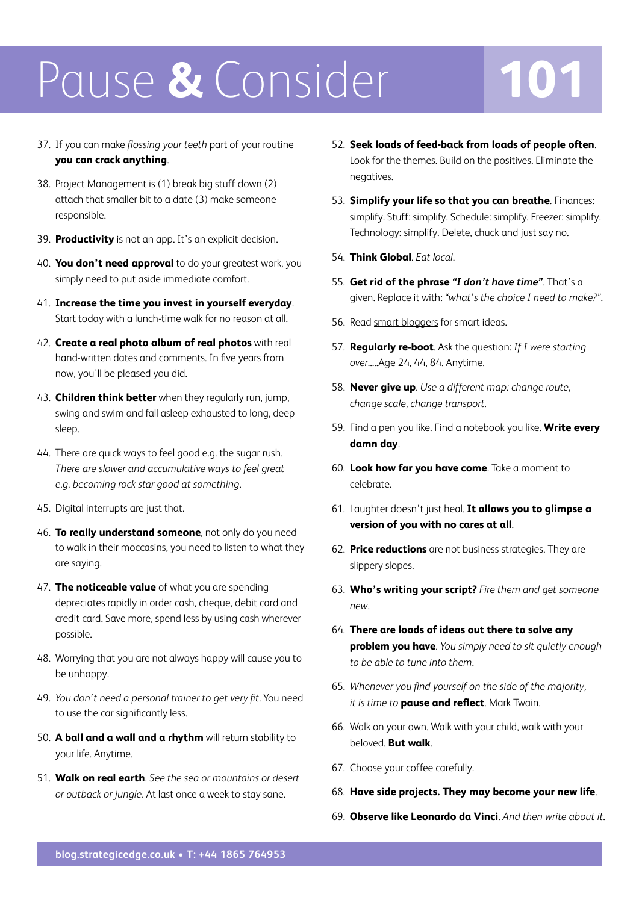# Pause & Consider 101

37. If you can make *flossing your teeth* part of your routine **you can crack anything**.

38. Project Management is (1) break big stuff down (2) attach that smaller bit to a date (3) make someone responsible.

39. **Productivity** is not an app. It's an explicit decision.

40. **You don't need approval** to do your greatest work, you simply need to put aside immediate comfort.

41. **Increase the time you invest in yourself everyday**. Start today with a lunch-time walk for no reason at all.

42. **Create a real photo album of real photos** with real hand-written dates and comments. In five years from now, you'll be pleased you did.

43. **Children think better** when they regularly run, jump, swing and swim and fall asleep exhausted to long, deep sleep.

44. There are quick ways to feel good e.g. the sugar rush. *There are slower and accumulative ways to feel great e.g. becoming rock star good at something.*

45. Digital interrupts are just that.

46. **To really understand someone**, not only do you need to walk in their moccasins, you need to listen to what they are saying.

47. **The noticeable value** of what you are spending depreciates rapidly in order cash, cheque, debit card and credit card. Save more, spend less by using cash wherever possible.

48. Worrying that you are not always happy will cause you to be unhappy.

49. *You don't need a personal trainer to get very fit*. You need to use the car significantly less.

50. **A ball and a wall and a rhythm** will return stability to your life. Anytime.

51. **Walk on real earth**. *See the sea or mountains or desert or outback or jungle*. At last once a week to stay sane.

52. **Seek loads of feed-back from loads of people often**. Look for the themes. Build on the positives. Eliminate the negatives.

53. **Simplify your life so that you can breathe**. Finances: simplify. Stuff: simplify. Schedule: simplify. Freezer: simplify. Technology: simplify. Delete, chuck and just say no.

54. **Think Global**. *Eat local*.

55. **Get rid of the phrase *"I don't have time"***. That's a given. Replace it with: *"what's the choice I need to make?"*.

56. Read smart bloggers for smart ideas.

57. **Regularly re-boot**. Ask the question: *If I were starting over*.....Age 24, 44, 84. Anytime.

58. **Never give up**. *Use a different map: change route, change scale, change transport*.

59. Find a pen you like. Find a notebook you like. **Write every damn day**.

60. **Look how far you have come**. Take a moment to celebrate.

61. Laughter doesn't just heal. **It allows you to glimpse a version of you with no cares at all**.

62. **Price reductions** are not business strategies. They are slippery slopes.

63. **Who's writing your script?** *Fire them and get someone new*.

64. **There are loads of ideas out there to solve any problem you have**. *You simply need to sit quietly enough to be able to tune into them*.

65. *Whenever you find yourself on the side of the majority, it is time to* **pause and reflect**. Mark Twain.

66. Walk on your own. Walk with your child, walk with your beloved. **But walk**.

67. Choose your coffee carefully.

68. **Have side projects. They may become your new life**.

69. **Observe like Leonardo da Vinci**. *And then write about it*.

**blog.strategicedge.co.uk • T: +44 1865 764953**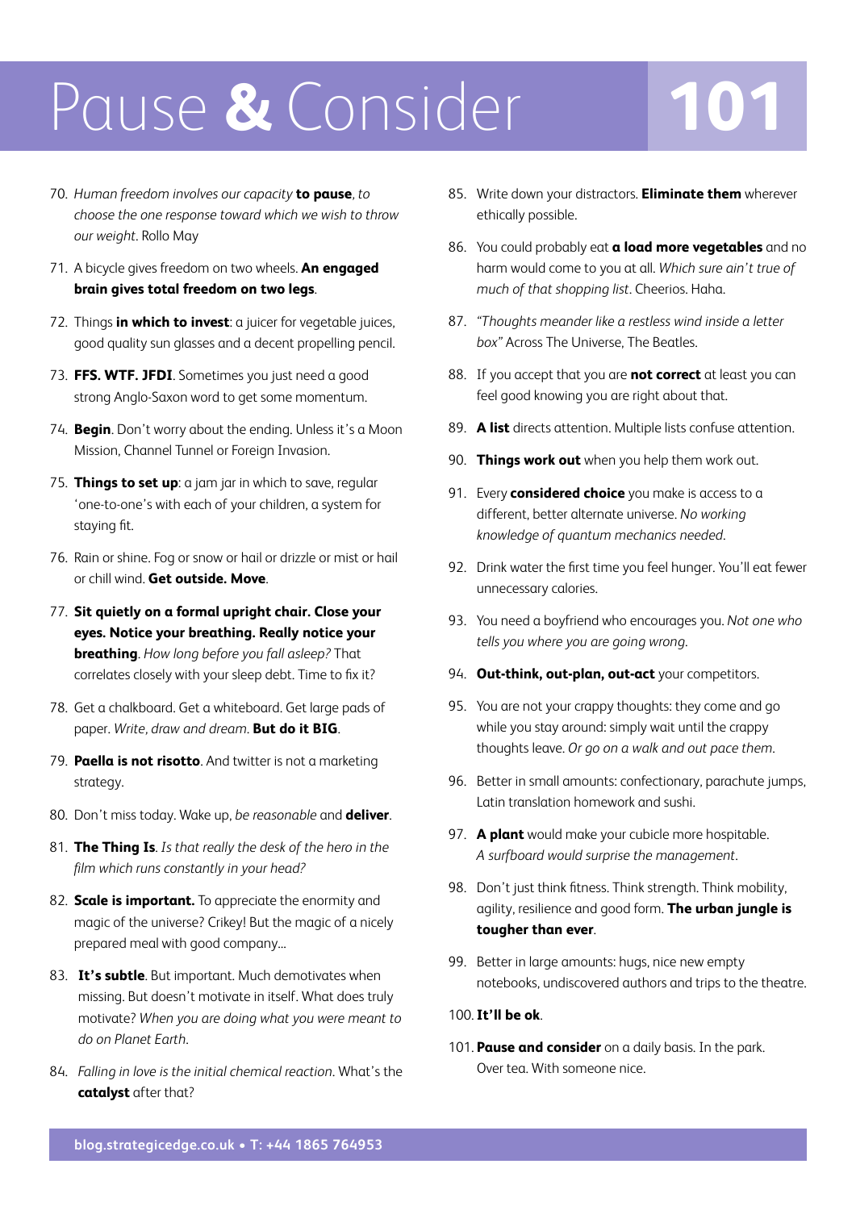# Pause & Consider 101

70. *Human freedom involves our capacity* **to pause**, *to choose the one response toward which we wish to throw our weight*. Rollo May
71. A bicycle gives freedom on two wheels. **An engaged brain gives total freedom on two legs**.
72. Things **in which to invest**: a juicer for vegetable juices, good quality sun glasses and a decent propelling pencil.
73. **FFS. WTF. JFDI**. Sometimes you just need a good strong Anglo-Saxon word to get some momentum.
74. **Begin**. Don't worry about the ending. Unless it's a Moon Mission, Channel Tunnel or Foreign Invasion.
75. **Things to set up**: a jam jar in which to save, regular 'one-to-one's with each of your children, a system for staying fit.
76. Rain or shine. Fog or snow or hail or drizzle or mist or hail or chill wind. **Get outside. Move**.
77. **Sit quietly on a formal upright chair. Close your eyes. Notice your breathing. Really notice your breathing**. *How long before you fall asleep?* That correlates closely with your sleep debt. Time to fix it?
78. Get a chalkboard. Get a whiteboard. Get large pads of paper. *Write, draw and dream*. **But do it BIG**.
79. **Paella is not risotto**. And twitter is not a marketing strategy.
80. Don't miss today. Wake up, *be reasonable* and **deliver**.
81. **The Thing Is**. *Is that really the desk of the hero in the film which runs constantly in your head?*
82. **Scale is important.** To appreciate the enormity and magic of the universe? Crikey! But the magic of a nicely prepared meal with good company...
83. **It's subtle**. But important. Much demotivates when missing. But doesn't motivate in itself. What does truly motivate? *When you are doing what you were meant to do on Planet Earth.*
84. *Falling in love is the initial chemical reaction*. What's the **catalyst** after that?
85. Write down your distractors. **Eliminate them** wherever ethically possible.
86. You could probably eat **a load more vegetables** and no harm would come to you at all. *Which sure ain't true of much of that shopping list*. Cheerios. Haha.
87. *"Thoughts meander like a restless wind inside a letter box"* Across The Universe, The Beatles.
88. If you accept that you are **not correct** at least you can feel good knowing you are right about that.
89. **A list** directs attention. Multiple lists confuse attention.
90. **Things work out** when you help them work out.
91. Every **considered choice** you make is access to a different, better alternate universe. *No working knowledge of quantum mechanics needed.*
92. Drink water the first time you feel hunger. You'll eat fewer unnecessary calories.
93. You need a boyfriend who encourages you. *Not one who tells you where you are going wrong.*
94. **Out-think, out-plan, out-act** your competitors.
95. You are not your crappy thoughts: they come and go while you stay around: simply wait until the crappy thoughts leave. *Or go on a walk and out pace them.*
96. Better in small amounts: confectionary, parachute jumps, Latin translation homework and sushi.
97. **A plant** would make your cubicle more hospitable. *A surfboard would surprise the management*.
98. Don't just think fitness. Think strength. Think mobility, agility, resilience and good form. **The urban jungle is tougher than ever**.
99. Better in large amounts: hugs, nice new empty notebooks, undiscovered authors and trips to the theatre.
100. **It'll be ok**.
101. **Pause and consider** on a daily basis. In the park. Over tea. With someone nice.

blog.strategicedge.co.uk • T: +44 1865 764953